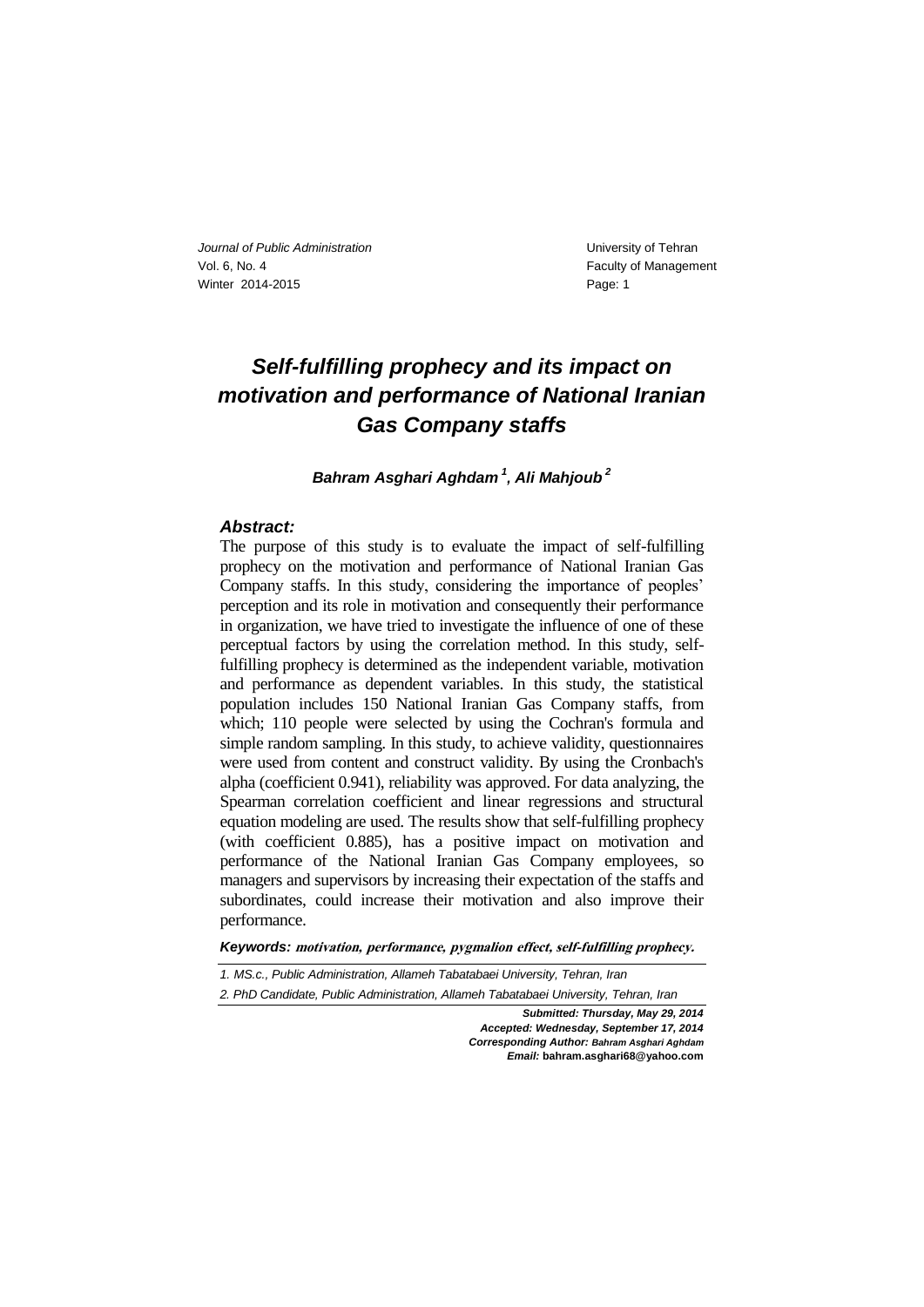# Self-fulfilling prophecy and its impact on motivation and performance of National Iranian Gas Company staffs

***Bahram Asghari Aghdam*** [1]***, Ali Mahjoub*** [2]

### *Abstract:*

The purpose of this study is to evaluate the impact of self-fulfilling prophecy on the motivation and performance of National Iranian Gas Company staffs. In this study, considering the importance of peoples' perception and its role in motivation and consequently their performance in organization, we have tried to investigate the influence of one of these perceptual factors by using the correlation method. In this study, self-fulfilling prophecy is determined as the independent variable, motivation and performance as dependent variables. In this study, the statistical population includes 150 National Iranian Gas Company staffs, from which; 110 people were selected by using the Cochran's formula and simple random sampling. In this study, to achieve validity, questionnaires were used from content and construct validity. By using the Cronbach's alpha (coefficient 0.941), reliability was approved. For data analyzing, the Spearman correlation coefficient and linear regressions and structural equation modeling are used. The results show that self-fulfilling prophecy (with coefficient 0.885), has a positive impact on motivation and performance of the National Iranian Gas Company employees, so managers and supervisors by increasing their expectation of the staffs and subordinates, could increase their motivation and also improve their performance.

***Keywords:*** ***motivation, performance, pygmalion effect, self-fulfilling prophecy.***

---

*1. MS.c., Public Administration, Allameh Tabatabaei University, Tehran, Iran*

*2. PhD Candidate, Public Administration, Allameh Tabatabaei University, Tehran, Iran*

***Submitted: Thursday, May 29, 2014***
***Accepted: Wednesday, September 17, 2014***
***Corresponding Author:*** ***Bahram Asghari Aghdam***
***Email:*** **bahram.asghari68@yahoo.com**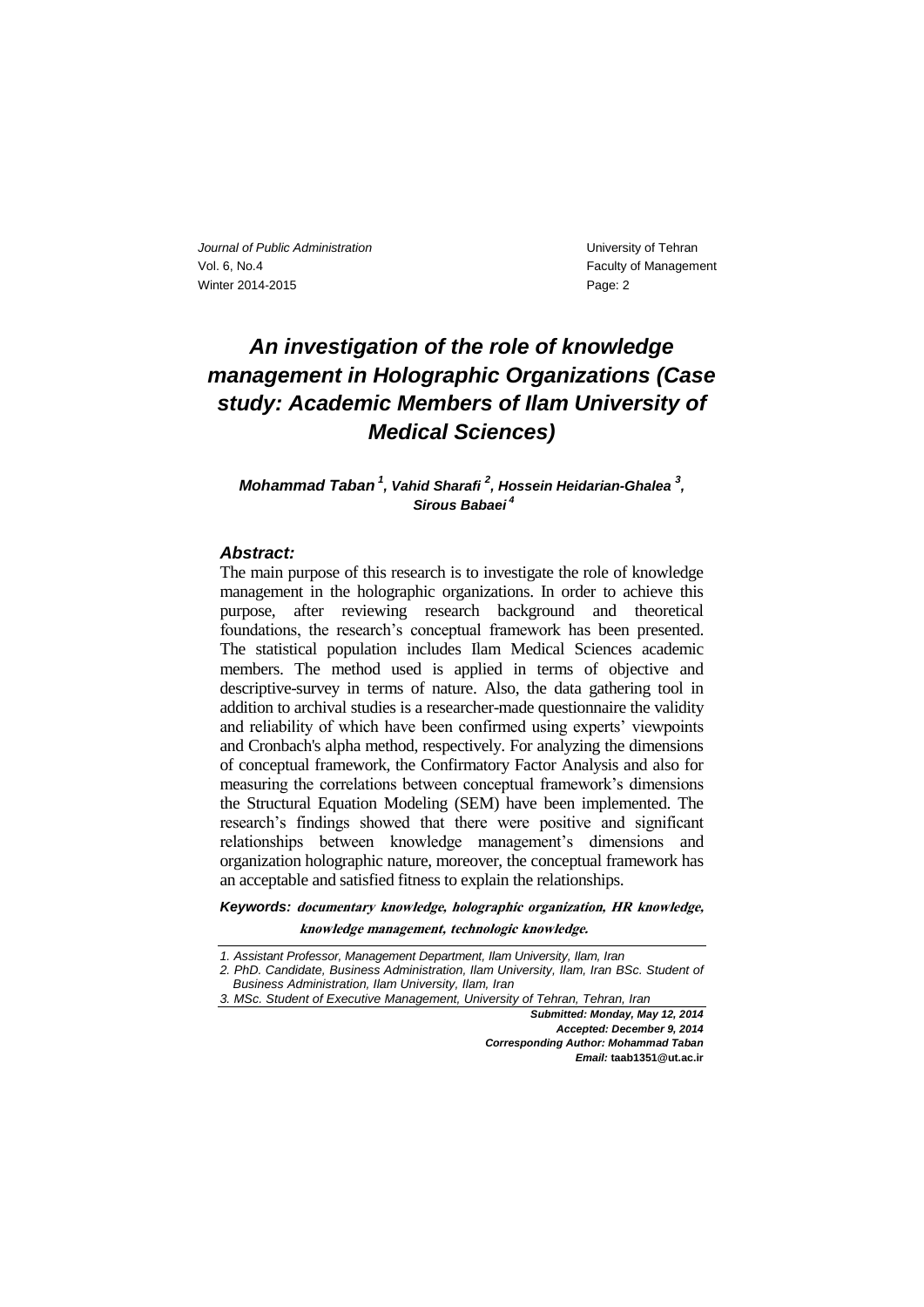# An investigation of the role of knowledge management in Holographic Organizations (Case study: Academic Members of Ilam University of Medical Sciences)

***Mohammad Taban*** **[1]**, ***Vahid Sharafi*** **[2]**, ***Hossein Heidarian-Ghalea*** **[3]**, ***Sirous Babaei*** **[4]**

### *Abstract:*

The main purpose of this research is to investigate the role of knowledge management in the holographic organizations. In order to achieve this purpose, after reviewing research background and theoretical foundations, the research's conceptual framework has been presented. The statistical population includes Ilam Medical Sciences academic members. The method used is applied in terms of objective and descriptive-survey in terms of nature. Also, the data gathering tool in addition to archival studies is a researcher-made questionnaire the validity and reliability of which have been confirmed using experts' viewpoints and Cronbach's alpha method, respectively. For analyzing the dimensions of conceptual framework, the Confirmatory Factor Analysis and also for measuring the correlations between conceptual framework's dimensions the Structural Equation Modeling (SEM) have been implemented. The research's findings showed that there were positive and significant relationships between knowledge management's dimensions and organization holographic nature, moreover, the conceptual framework has an acceptable and satisfied fitness to explain the relationships.

***Keywords:*** ***documentary knowledge, holographic organization, HR knowledge, knowledge management, technologic knowledge.***

---

*1. Assistant Professor, Management Department, Ilam University, Ilam, Iran*

*2. PhD. Candidate, Business Administration, Ilam University, Ilam, Iran BSc. Student of Business Administration, Ilam University, Ilam, Iran*

*3. MSc. Student of Executive Management, University of Tehran, Tehran, Iran*

***Submitted: Monday, May 12, 2014***

***Accepted: December 9, 2014***

***Corresponding Author: Mohammad Taban***

***Email:*** **taab1351@ut.ac.ir**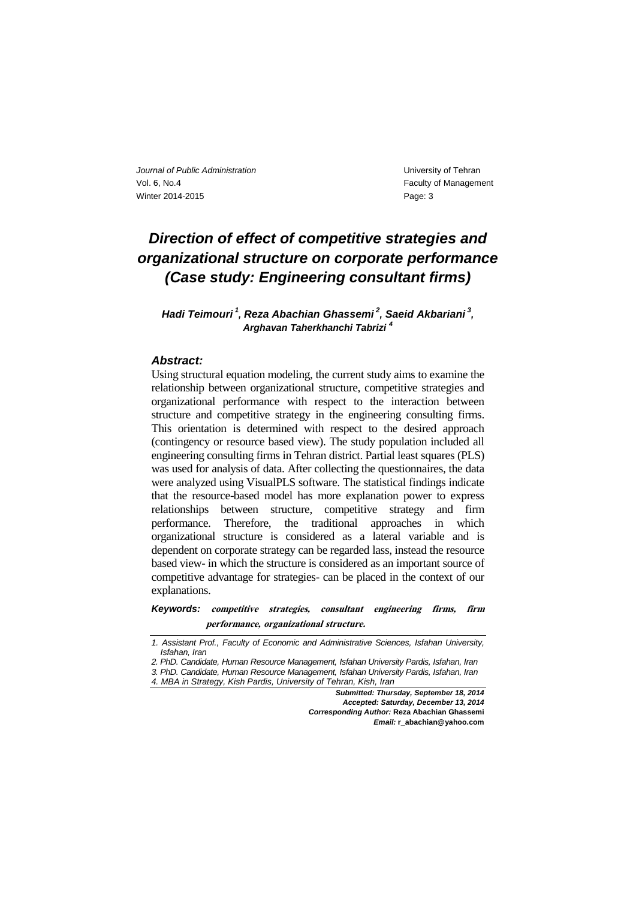# Direction of effect of competitive strategies and organizational structure on corporate performance (Case study: Engineering consultant firms)

***Hadi Teimouri [1], Reza Abachian Ghassemi [2], Saeid Akbariani [3], Arghavan Taherkhanchi Tabrizi [4]***

### *Abstract:*

Using structural equation modeling, the current study aims to examine the relationship between organizational structure, competitive strategies and organizational performance with respect to the interaction between structure and competitive strategy in the engineering consulting firms. This orientation is determined with respect to the desired approach (contingency or resource based view). The study population included all engineering consulting firms in Tehran district. Partial least squares (PLS) was used for analysis of data. After collecting the questionnaires, the data were analyzed using VisualPLS software. The statistical findings indicate that the resource-based model has more explanation power to express relationships between structure, competitive strategy and firm performance. Therefore, the traditional approaches in which organizational structure is considered as a lateral variable and is dependent on corporate strategy can be regarded lass, instead the resource based view- in which the structure is considered as an important source of competitive advantage for strategies- can be placed in the context of our explanations.

***Keywords:*** ***competitive strategies, consultant engineering firms, firm performance, organizational structure.***

---

*1. Assistant Prof., Faculty of Economic and Administrative Sciences, Isfahan University, Isfahan, Iran*

*2. PhD. Candidate, Human Resource Management, Isfahan University Pardis, Isfahan, Iran*

*3. PhD. Candidate, Human Resource Management, Isfahan University Pardis, Isfahan, Iran*

*4. MBA in Strategy, Kish Pardis, University of Tehran, Kish, Iran*

***Submitted: Thursday, September 18, 2014***
***Accepted: Saturday, December 13, 2014***
***Corresponding Author:* Reza Abachian Ghassemi**
***Email:* r_abachian@yahoo.com**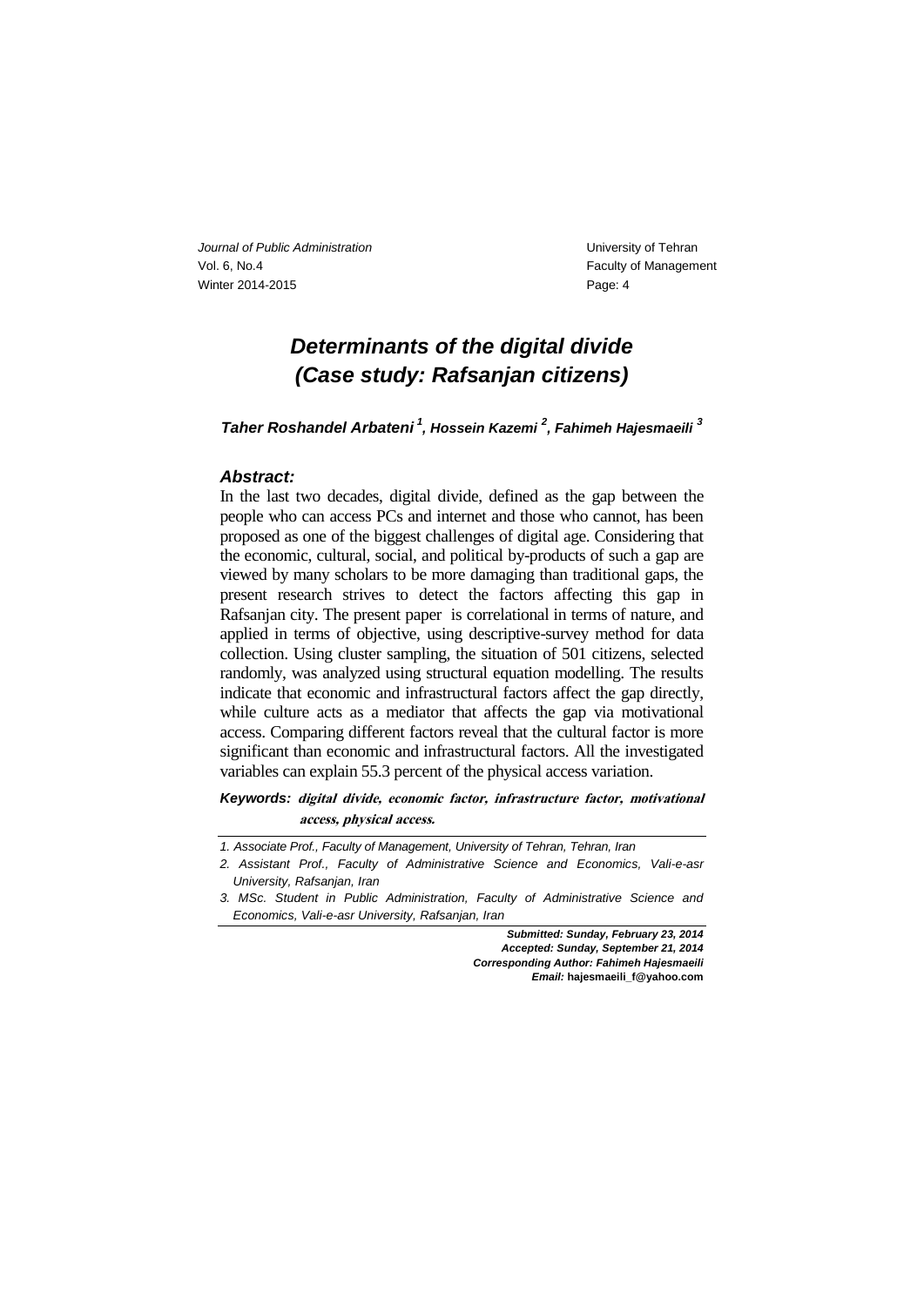# Determinants of the digital divide (Case study: Rafsanjan citizens)

***Taher Roshandel Arbateni [1], Hossein Kazemi [2], Fahimeh Hajesmaeili [3]***

### *Abstract:*

In the last two decades, digital divide, defined as the gap between the people who can access PCs and internet and those who cannot, has been proposed as one of the biggest challenges of digital age. Considering that the economic, cultural, social, and political by-products of such a gap are viewed by many scholars to be more damaging than traditional gaps, the present research strives to detect the factors affecting this gap in Rafsanjan city. The present paper is correlational in terms of nature, and applied in terms of objective, using descriptive-survey method for data collection. Using cluster sampling, the situation of 501 citizens, selected randomly, was analyzed using structural equation modelling. The results indicate that economic and infrastructural factors affect the gap directly, while culture acts as a mediator that affects the gap via motivational access. Comparing different factors reveal that the cultural factor is more significant than economic and infrastructural factors. All the investigated variables can explain 55.3 percent of the physical access variation.

***Keywords:*** ***digital divide, economic factor, infrastructure factor, motivational access, physical access.***

---

*1. Associate Prof., Faculty of Management, University of Tehran, Tehran, Iran*

*2. Assistant Prof., Faculty of Administrative Science and Economics, Vali-e-asr University, Rafsanjan, Iran*

*3. MSc. Student in Public Administration, Faculty of Administrative Science and Economics, Vali-e-asr University, Rafsanjan, Iran*

***Submitted: Sunday, February 23, 2014***
***Accepted: Sunday, September 21, 2014***
***Corresponding Author: Fahimeh Hajesmaeili***
***Email:*** **hajesmaeili_f@yahoo.com**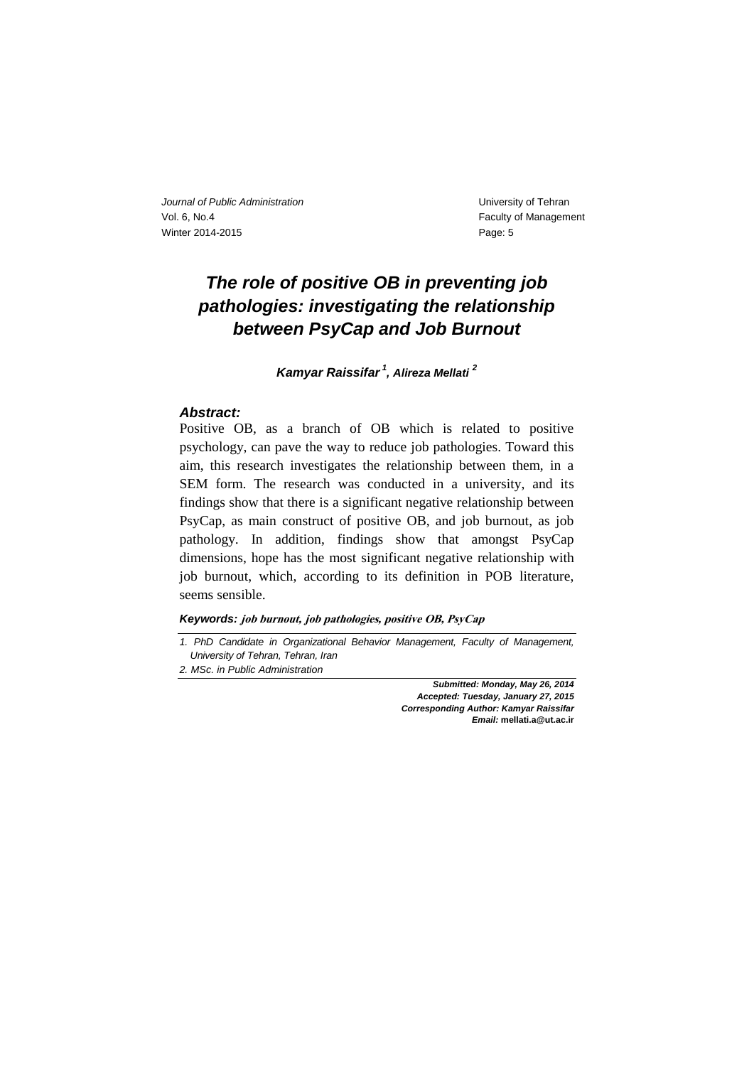# The role of positive OB in preventing job pathologies: investigating the relationship between PsyCap and Job Burnout

***Kamyar Raissifar*** [1]***, Alireza Mellati*** [2]

### *Abstract:*

Positive OB, as a branch of OB which is related to positive psychology, can pave the way to reduce job pathologies. Toward this aim, this research investigates the relationship between them, in a SEM form. The research was conducted in a university, and its findings show that there is a significant negative relationship between PsyCap, as main construct of positive OB, and job burnout, as job pathology. In addition, findings show that amongst PsyCap dimensions, hope has the most significant negative relationship with job burnout, which, according to its definition in POB literature, seems sensible.

***Keywords:*** ***job burnout, job pathologies, positive OB, PsyCap***

---

*1. PhD Candidate in Organizational Behavior Management, Faculty of Management, University of Tehran, Tehran, Iran*

*2. MSc. in Public Administration*

---

***Submitted: Monday, May 26, 2014***
***Accepted: Tuesday, January 27, 2015***
***Corresponding Author: Kamyar Raissifar***
***Email:*** **mellati.a@ut.ac.ir**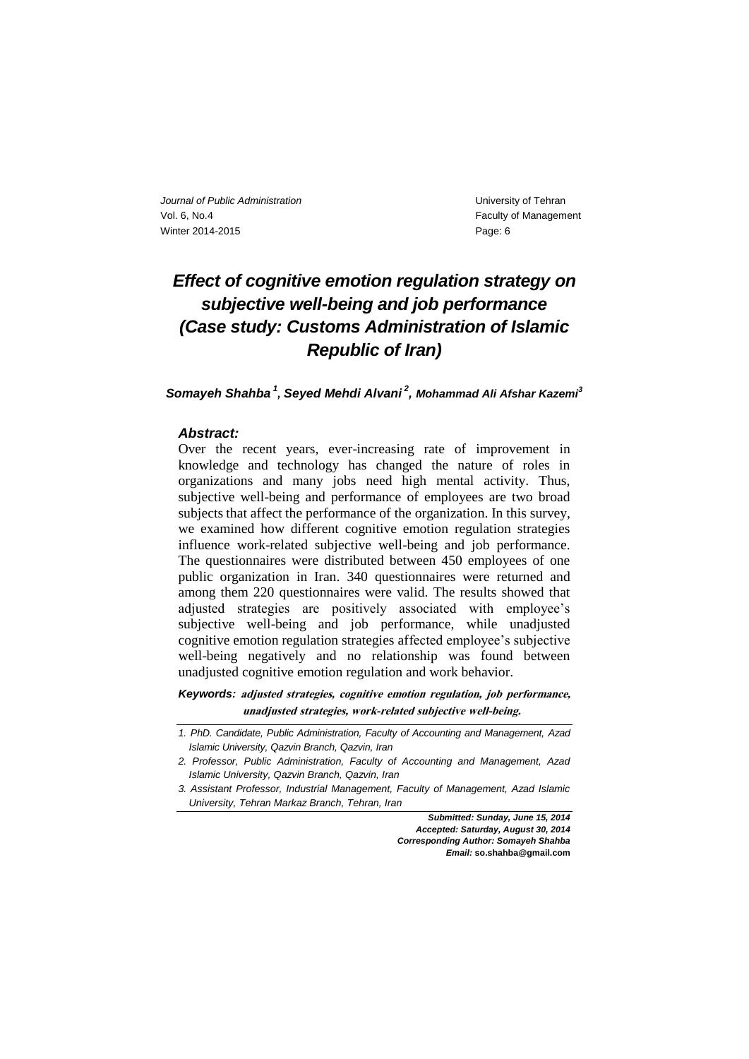# Effect of cognitive emotion regulation strategy on subjective well-being and job performance (Case study: Customs Administration of Islamic Republic of Iran)

**Somayeh Shahba [1], Seyed Mehdi Alvani [2], Mohammad Ali Afshar Kazemi [3]**

### *Abstract:*

Over the recent years, ever-increasing rate of improvement in knowledge and technology has changed the nature of roles in organizations and many jobs need high mental activity. Thus, subjective well-being and performance of employees are two broad subjects that affect the performance of the organization. In this survey, we examined how different cognitive emotion regulation strategies influence work-related subjective well-being and job performance. The questionnaires were distributed between 450 employees of one public organization in Iran. 340 questionnaires were returned and among them 220 questionnaires were valid. The results showed that adjusted strategies are positively associated with employee's subjective well-being and job performance, while unadjusted cognitive emotion regulation strategies affected employee's subjective well-being negatively and no relationship was found between unadjusted cognitive emotion regulation and work behavior.

***Keywords:*** **adjusted strategies, cognitive emotion regulation, job performance, unadjusted strategies, work-related subjective well-being.**

---

*1. PhD. Candidate, Public Administration, Faculty of Accounting and Management, Azad Islamic University, Qazvin Branch, Qazvin, Iran*

*2. Professor, Public Administration, Faculty of Accounting and Management, Azad Islamic University, Qazvin Branch, Qazvin, Iran*

*3. Assistant Professor, Industrial Management, Faculty of Management, Azad Islamic University, Tehran Markaz Branch, Tehran, Iran*

***Submitted: Sunday, June 15, 2014***
***Accepted: Saturday, August 30, 2014***
***Corresponding Author: Somayeh Shahba***
***Email:*** **so.shahba@gmail.com**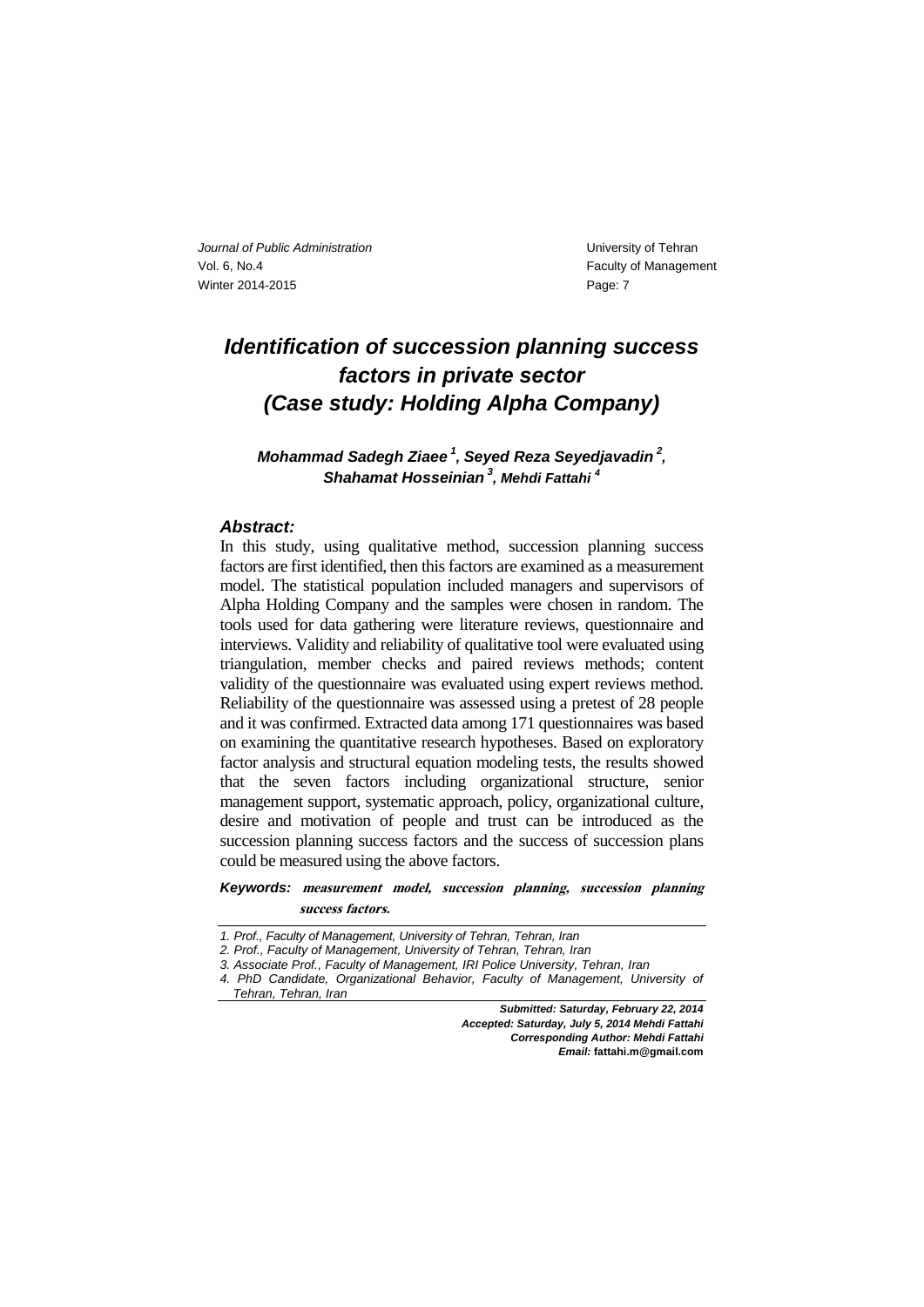# *Identification of succession planning success factors in private sector (Case study: Holding Alpha Company)*

***Mohammad Sadegh Ziaee [1], Seyed Reza Seyedjavadin [2], Shahamat Hosseinian [3], Mehdi Fattahi [4]***

### *Abstract:*

In this study, using qualitative method, succession planning success factors are first identified, then this factors are examined as a measurement model. The statistical population included managers and supervisors of Alpha Holding Company and the samples were chosen in random. The tools used for data gathering were literature reviews, questionnaire and interviews. Validity and reliability of qualitative tool were evaluated using triangulation, member checks and paired reviews methods; content validity of the questionnaire was evaluated using expert reviews method. Reliability of the questionnaire was assessed using a pretest of 28 people and it was confirmed. Extracted data among 171 questionnaires was based on examining the quantitative research hypotheses. Based on exploratory factor analysis and structural equation modeling tests, the results showed that the seven factors including organizational structure, senior management support, systematic approach, policy, organizational culture, desire and motivation of people and trust can be introduced as the succession planning success factors and the success of succession plans could be measured using the above factors.

***Keywords:*** **measurement model, succession planning, succession planning success factors.**

---

*1. Prof., Faculty of Management, University of Tehran, Tehran, Iran*

*2. Prof., Faculty of Management, University of Tehran, Tehran, Iran*

*3. Associate Prof., Faculty of Management, IRI Police University, Tehran, Iran*

*4. PhD Candidate, Organizational Behavior, Faculty of Management, University of Tehran, Tehran, Iran*

***Submitted: Saturday, February 22, 2014***

***Accepted: Saturday, July 5, 2014 Mehdi Fattahi***

***Corresponding Author: Mehdi Fattahi***

***Email:*** **fattahi.m@gmail.com**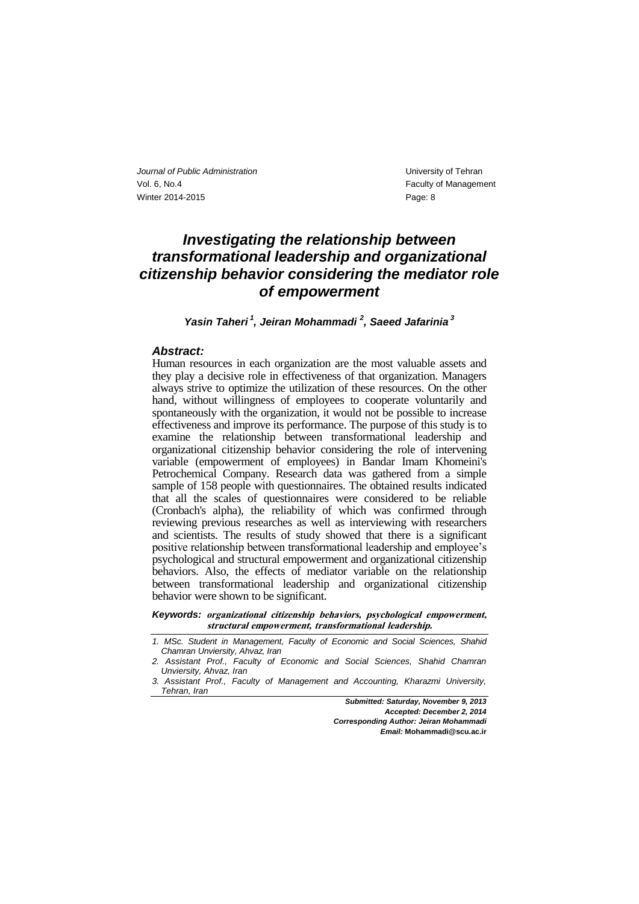# *Investigating the relationship between transformational leadership and organizational citizenship behavior considering the mediator role of empowerment*

***Yasin Taheri*** [1]***, Jeiran Mohammadi*** [2]***, Saeed Jafarinia*** [3]

### *Abstract:*

Human resources in each organization are the most valuable assets and they play a decisive role in effectiveness of that organization. Managers always strive to optimize the utilization of these resources. On the other hand, without willingness of employees to cooperate voluntarily and spontaneously with the organization, it would not be possible to increase effectiveness and improve its performance. The purpose of this study is to examine the relationship between transformational leadership and organizational citizenship behavior considering the role of intervening variable (empowerment of employees) in Bandar Imam Khomeini's Petrochemical Company. Research data was gathered from a simple sample of 158 people with questionnaires. The obtained results indicated that all the scales of questionnaires were considered to be reliable (Cronbach's alpha), the reliability of which was confirmed through reviewing previous researches as well as interviewing with researchers and scientists. The results of study showed that there is a significant positive relationship between transformational leadership and employee's psychological and structural empowerment and organizational citizenship behaviors. Also, the effects of mediator variable on the relationship between transformational leadership and organizational citizenship behavior were shown to be significant.

***Keywords:*** ***organizational citizenship behaviors, psychological empowerment, structural empowerment, transformational leadership.***

---

*1. MSc. Student in Management, Faculty of Economic and Social Sciences, Shahid Chamran Unviersity, Ahvaz, Iran*

*2. Assistant Prof., Faculty of Economic and Social Sciences, Shahid Chamran Unviersity, Ahvaz, Iran*

*3. Assistant Prof., Faculty of Management and Accounting, Kharazmi University, Tehran, Iran*

***Submitted: Saturday, November 9, 2013***

***Accepted: December 2, 2014***

***Corresponding Author: Jeiran Mohammadi***

***Email:*** **Mohammadi@scu.ac.ir**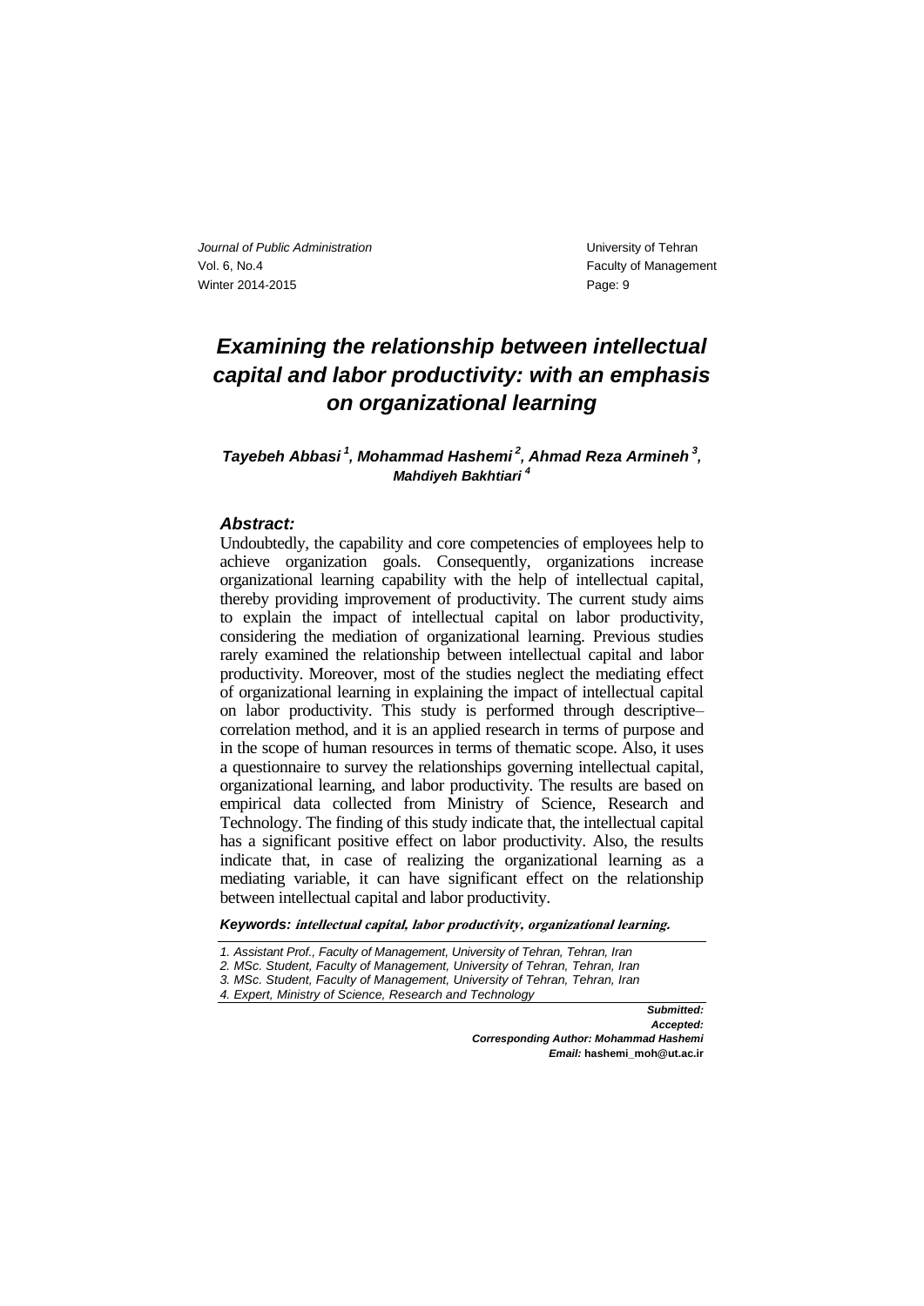# Examining the relationship between intellectual capital and labor productivity: with an emphasis on organizational learning

***Tayebeh Abbasi*** [1]***, Mohammad Hashemi*** [2]***, Ahmad Reza Armineh*** [3]***, Mahdiyeh Bakhtiari*** [4]

### *Abstract:*

Undoubtedly, the capability and core competencies of employees help to achieve organization goals. Consequently, organizations increase organizational learning capability with the help of intellectual capital, thereby providing improvement of productivity. The current study aims to explain the impact of intellectual capital on labor productivity, considering the mediation of organizational learning. Previous studies rarely examined the relationship between intellectual capital and labor productivity. Moreover, most of the studies neglect the mediating effect of organizational learning in explaining the impact of intellectual capital on labor productivity. This study is performed through descriptive–correlation method, and it is an applied research in terms of purpose and in the scope of human resources in terms of thematic scope. Also, it uses a questionnaire to survey the relationships governing intellectual capital, organizational learning, and labor productivity. The results are based on empirical data collected from Ministry of Science, Research and Technology. The finding of this study indicate that, the intellectual capital has a significant positive effect on labor productivity. Also, the results indicate that, in case of realizing the organizational learning as a mediating variable, it can have significant effect on the relationship between intellectual capital and labor productivity.

***Keywords:*** ***intellectual capital, labor productivity, organizational learning.***

---

*1. Assistant Prof., Faculty of Management, University of Tehran, Tehran, Iran*
*2. MSc. Student, Faculty of Management, University of Tehran, Tehran, Iran*
*3. MSc. Student, Faculty of Management, University of Tehran, Tehran, Iran*
*4. Expert, Ministry of Science, Research and Technology*

***Submitted:***
***Accepted:***
***Corresponding Author: Mohammad Hashemi***
***Email:*** **hashemi_moh@ut.ac.ir**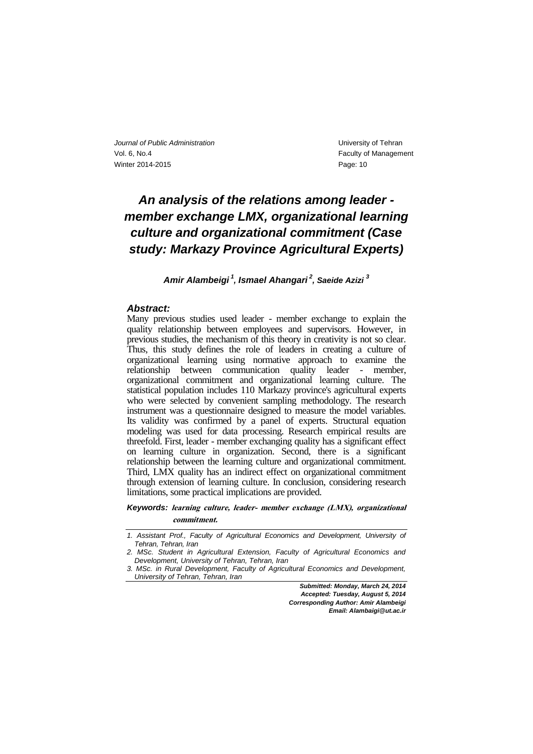# An analysis of the relations among leader - member exchange LMX, organizational learning culture and organizational commitment (Case study: Markazy Province Agricultural Experts)

***Amir Alambeigi [1], Ismael Ahangari [2], Saeide Azizi [3]***

### *Abstract:*

Many previous studies used leader - member exchange to explain the quality relationship between employees and supervisors. However, in previous studies, the mechanism of this theory in creativity is not so clear. Thus, this study defines the role of leaders in creating a culture of organizational learning using normative approach to examine the relationship between communication quality leader - member, organizational commitment and organizational learning culture. The statistical population includes 110 Markazy province's agricultural experts who were selected by convenient sampling methodology. The research instrument was a questionnaire designed to measure the model variables. Its validity was confirmed by a panel of experts. Structural equation modeling was used for data processing. Research empirical results are threefold. First, leader - member exchanging quality has a significant effect on learning culture in organization. Second, there is a significant relationship between the learning culture and organizational commitment. Third, LMX quality has an indirect effect on organizational commitment through extension of learning culture. In conclusion, considering research limitations, some practical implications are provided.

***Keywords:*** ***learning culture, leader- member exchange (LMX), organizational commitment.***

---

*1. Assistant Prof., Faculty of Agricultural Economics and Development, University of Tehran, Tehran, Iran*

*2. MSc. Student in Agricultural Extension, Faculty of Agricultural Economics and Development, University of Tehran, Tehran, Iran*

*3. MSc. in Rural Development, Faculty of Agricultural Economics and Development, University of Tehran, Tehran, Iran*

***Submitted: Monday, March 24, 2014***
***Accepted: Tuesday, August 5, 2014***
***Corresponding Author: Amir Alambeigi***
***Email: Alambaigi@ut.ac.ir***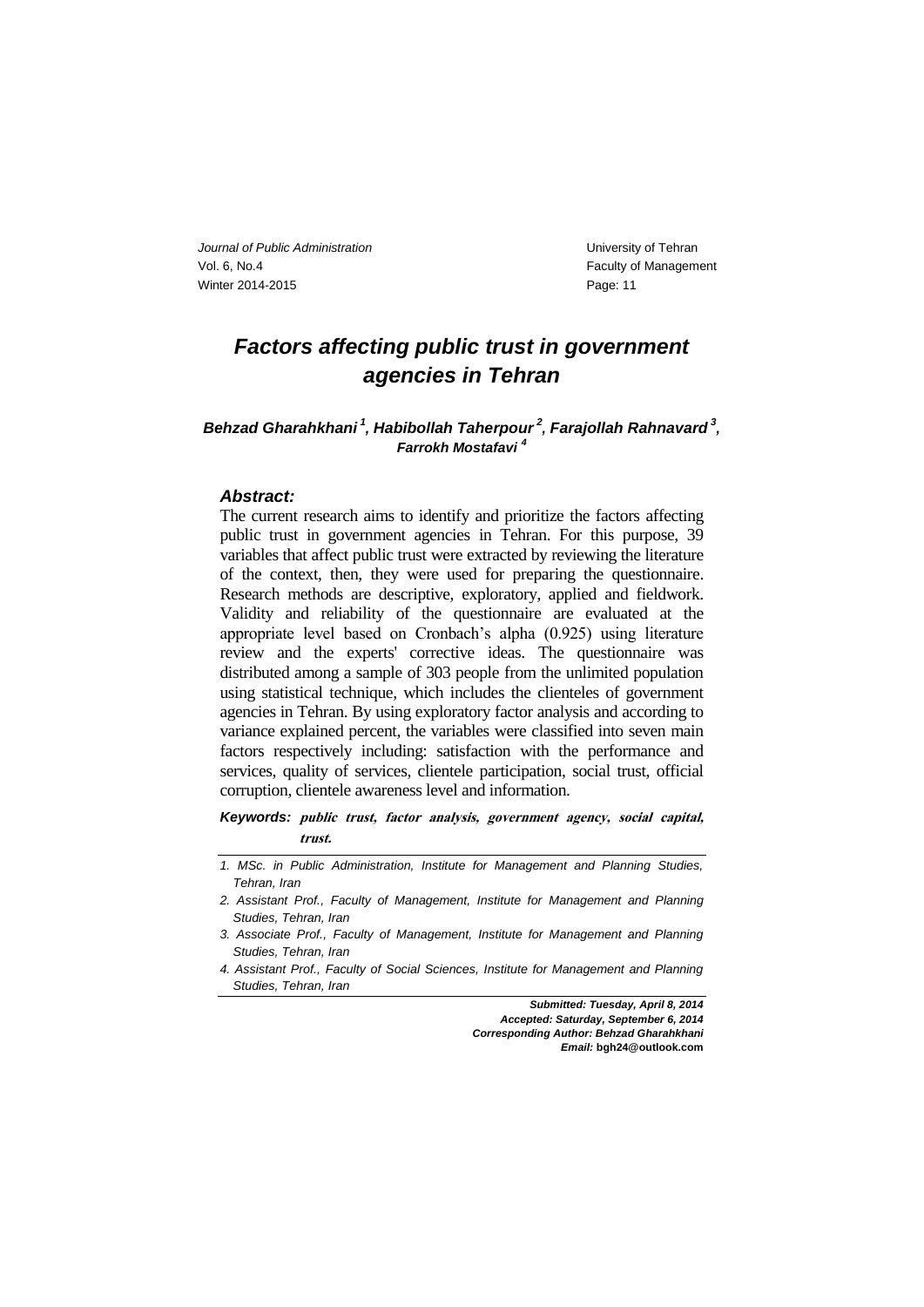# *Factors affecting public trust in government agencies in Tehran*

***Behzad Gharahkhani*** [1]***, Habibollah Taherpour*** [2]***, Farajollah Rahnavard*** [3]***, Farrokh Mostafavi*** [4]

### *Abstract:*

The current research aims to identify and prioritize the factors affecting public trust in government agencies in Tehran. For this purpose, 39 variables that affect public trust were extracted by reviewing the literature of the context, then, they were used for preparing the questionnaire. Research methods are descriptive, exploratory, applied and fieldwork. Validity and reliability of the questionnaire are evaluated at the appropriate level based on Cronbach's alpha (0.925) using literature review and the experts' corrective ideas. The questionnaire was distributed among a sample of 303 people from the unlimited population using statistical technique, which includes the clienteles of government agencies in Tehran. By using exploratory factor analysis and according to variance explained percent, the variables were classified into seven main factors respectively including: satisfaction with the performance and services, quality of services, clientele participation, social trust, official corruption, clientele awareness level and information.

***Keywords:*** ***public trust, factor analysis, government agency, social capital, trust.***

---

*1. MSc. in Public Administration, Institute for Management and Planning Studies, Tehran, Iran*

*2. Assistant Prof., Faculty of Management, Institute for Management and Planning Studies, Tehran, Iran*

*3. Associate Prof., Faculty of Management, Institute for Management and Planning Studies, Tehran, Iran*

*4. Assistant Prof., Faculty of Social Sciences, Institute for Management and Planning Studies, Tehran, Iran*

***Submitted: Tuesday, April 8, 2014***
***Accepted: Saturday, September 6, 2014***
***Corresponding Author: Behzad Gharahkhani***
***Email:*** **bgh24@outlook.com**